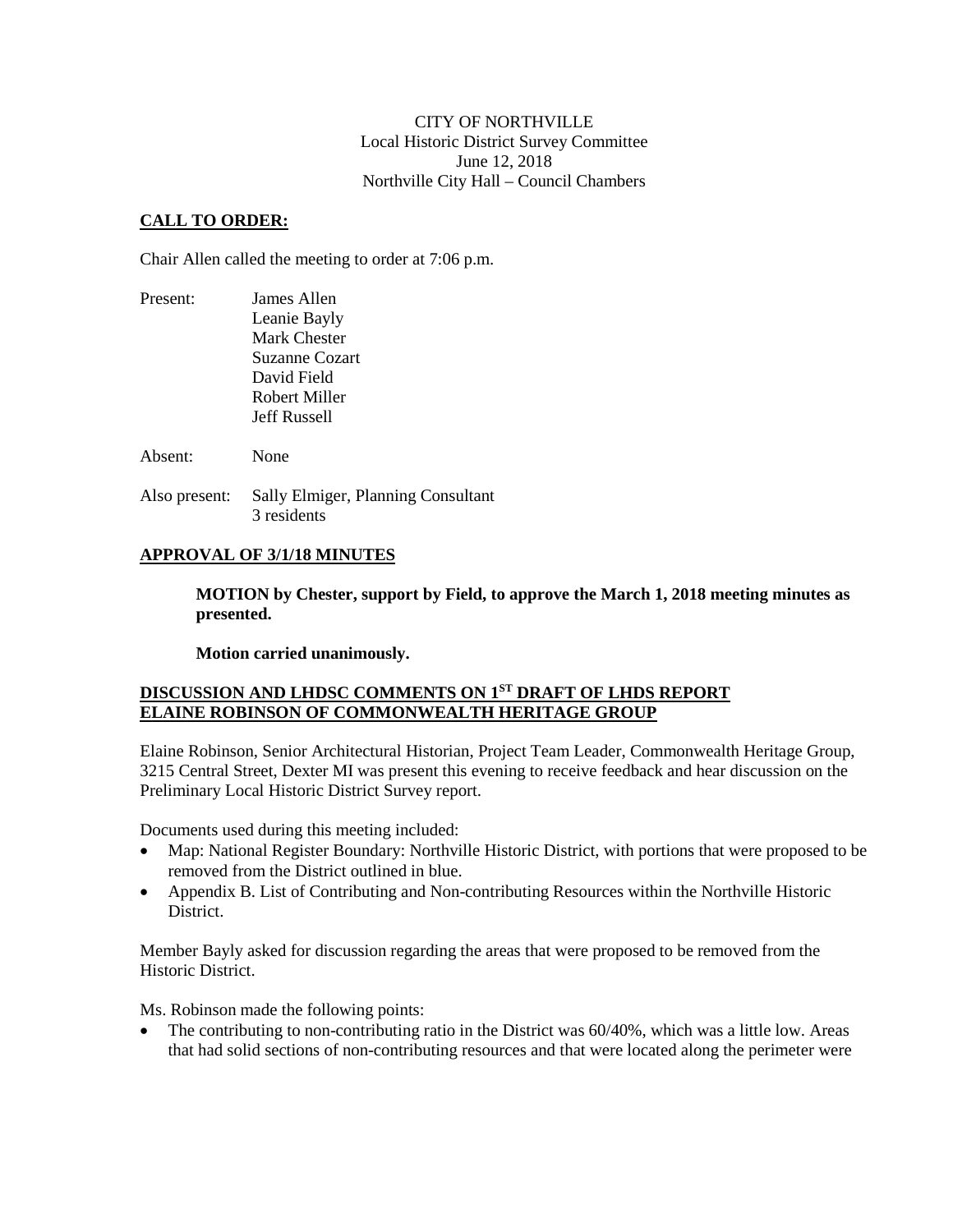CITY OF NORTHVILLE
Local Historic District Survey Committee
June 12, 2018
Northville City Hall – Council Chambers

**CALL TO ORDER:**

Chair Allen called the meeting to order at 7:06 p.m.

Present: James Allen
Leanie Bayly
Mark Chester
Suzanne Cozart
David Field
Robert Miller
Jeff Russell

Absent: None

Also present: Sally Elmiger, Planning Consultant
3 residents

**APPROVAL OF 3/1/18 MINUTES**

**MOTION by Chester, support by Field, to approve the March 1, 2018 meeting minutes as presented.**

**Motion carried unanimously.**

**DISCUSSION AND LHDSC COMMENTS ON 1ST DRAFT OF LHDS REPORT ELAINE ROBINSON OF COMMONWEALTH HERITAGE GROUP**

Elaine Robinson, Senior Architectural Historian, Project Team Leader, Commonwealth Heritage Group, 3215 Central Street, Dexter MI was present this evening to receive feedback and hear discussion on the Preliminary Local Historic District Survey report.

Documents used during this meeting included:

- Map: National Register Boundary: Northville Historic District, with portions that were proposed to be removed from the District outlined in blue.
- Appendix B. List of Contributing and Non-contributing Resources within the Northville Historic District.

Member Bayly asked for discussion regarding the areas that were proposed to be removed from the Historic District.

Ms. Robinson made the following points:

- The contributing to non-contributing ratio in the District was 60/40%, which was a little low. Areas that had solid sections of non-contributing resources and that were located along the perimeter were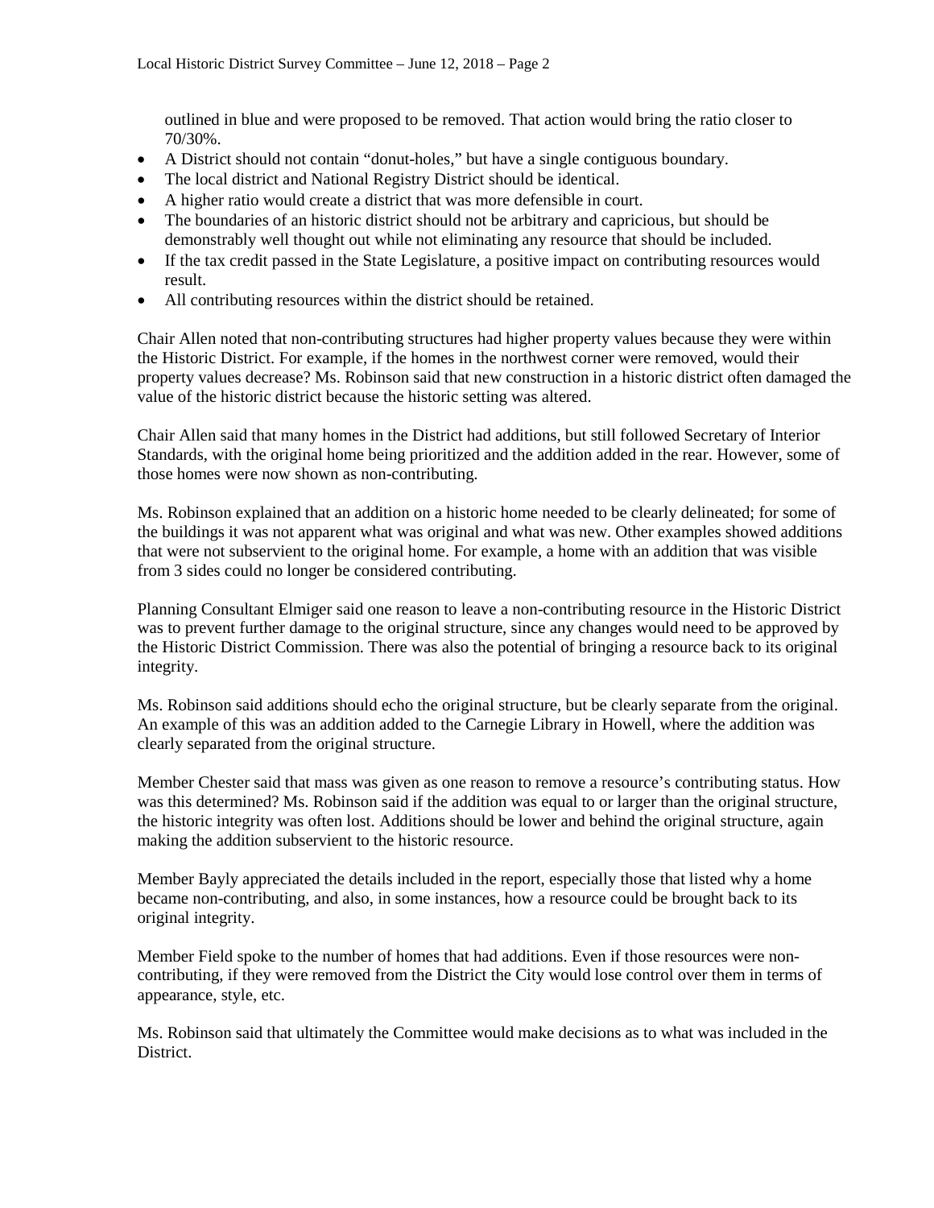outlined in blue and were proposed to be removed. That action would bring the ratio closer to 70/30%.

- A District should not contain "donut-holes," but have a single contiguous boundary.
- The local district and National Registry District should be identical.
- A higher ratio would create a district that was more defensible in court.
- The boundaries of an historic district should not be arbitrary and capricious, but should be demonstrably well thought out while not eliminating any resource that should be included.
- If the tax credit passed in the State Legislature, a positive impact on contributing resources would result.
- All contributing resources within the district should be retained.

Chair Allen noted that non-contributing structures had higher property values because they were within the Historic District. For example, if the homes in the northwest corner were removed, would their property values decrease? Ms. Robinson said that new construction in a historic district often damaged the value of the historic district because the historic setting was altered.

Chair Allen said that many homes in the District had additions, but still followed Secretary of Interior Standards, with the original home being prioritized and the addition added in the rear. However, some of those homes were now shown as non-contributing.

Ms. Robinson explained that an addition on a historic home needed to be clearly delineated; for some of the buildings it was not apparent what was original and what was new. Other examples showed additions that were not subservient to the original home. For example, a home with an addition that was visible from 3 sides could no longer be considered contributing.

Planning Consultant Elmiger said one reason to leave a non-contributing resource in the Historic District was to prevent further damage to the original structure, since any changes would need to be approved by the Historic District Commission. There was also the potential of bringing a resource back to its original integrity.

Ms. Robinson said additions should echo the original structure, but be clearly separate from the original. An example of this was an addition added to the Carnegie Library in Howell, where the addition was clearly separated from the original structure.

Member Chester said that mass was given as one reason to remove a resource's contributing status. How was this determined? Ms. Robinson said if the addition was equal to or larger than the original structure, the historic integrity was often lost. Additions should be lower and behind the original structure, again making the addition subservient to the historic resource.

Member Bayly appreciated the details included in the report, especially those that listed why a home became non-contributing, and also, in some instances, how a resource could be brought back to its original integrity.

Member Field spoke to the number of homes that had additions. Even if those resources were non-contributing, if they were removed from the District the City would lose control over them in terms of appearance, style, etc.

Ms. Robinson said that ultimately the Committee would make decisions as to what was included in the District.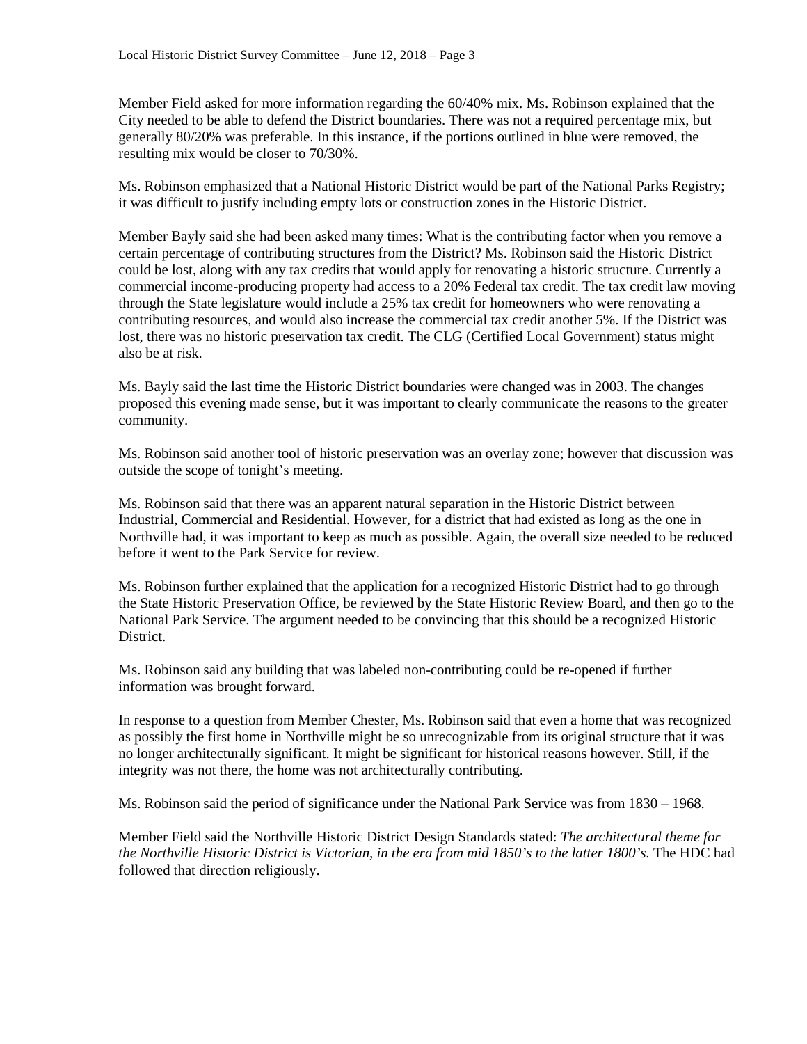Member Field asked for more information regarding the 60/40% mix. Ms. Robinson explained that the City needed to be able to defend the District boundaries. There was not a required percentage mix, but generally 80/20% was preferable. In this instance, if the portions outlined in blue were removed, the resulting mix would be closer to 70/30%.

Ms. Robinson emphasized that a National Historic District would be part of the National Parks Registry; it was difficult to justify including empty lots or construction zones in the Historic District.

Member Bayly said she had been asked many times: What is the contributing factor when you remove a certain percentage of contributing structures from the District? Ms. Robinson said the Historic District could be lost, along with any tax credits that would apply for renovating a historic structure. Currently a commercial income-producing property had access to a 20% Federal tax credit. The tax credit law moving through the State legislature would include a 25% tax credit for homeowners who were renovating a contributing resources, and would also increase the commercial tax credit another 5%. If the District was lost, there was no historic preservation tax credit. The CLG (Certified Local Government) status might also be at risk.

Ms. Bayly said the last time the Historic District boundaries were changed was in 2003. The changes proposed this evening made sense, but it was important to clearly communicate the reasons to the greater community.

Ms. Robinson said another tool of historic preservation was an overlay zone; however that discussion was outside the scope of tonight's meeting.

Ms. Robinson said that there was an apparent natural separation in the Historic District between Industrial, Commercial and Residential. However, for a district that had existed as long as the one in Northville had, it was important to keep as much as possible. Again, the overall size needed to be reduced before it went to the Park Service for review.

Ms. Robinson further explained that the application for a recognized Historic District had to go through the State Historic Preservation Office, be reviewed by the State Historic Review Board, and then go to the National Park Service. The argument needed to be convincing that this should be a recognized Historic District.

Ms. Robinson said any building that was labeled non-contributing could be re-opened if further information was brought forward.

In response to a question from Member Chester, Ms. Robinson said that even a home that was recognized as possibly the first home in Northville might be so unrecognizable from its original structure that it was no longer architecturally significant. It might be significant for historical reasons however. Still, if the integrity was not there, the home was not architecturally contributing.

Ms. Robinson said the period of significance under the National Park Service was from 1830 – 1968.

Member Field said the Northville Historic District Design Standards stated: *The architectural theme for the Northville Historic District is Victorian, in the era from mid 1850's to the latter 1800's.* The HDC had followed that direction religiously.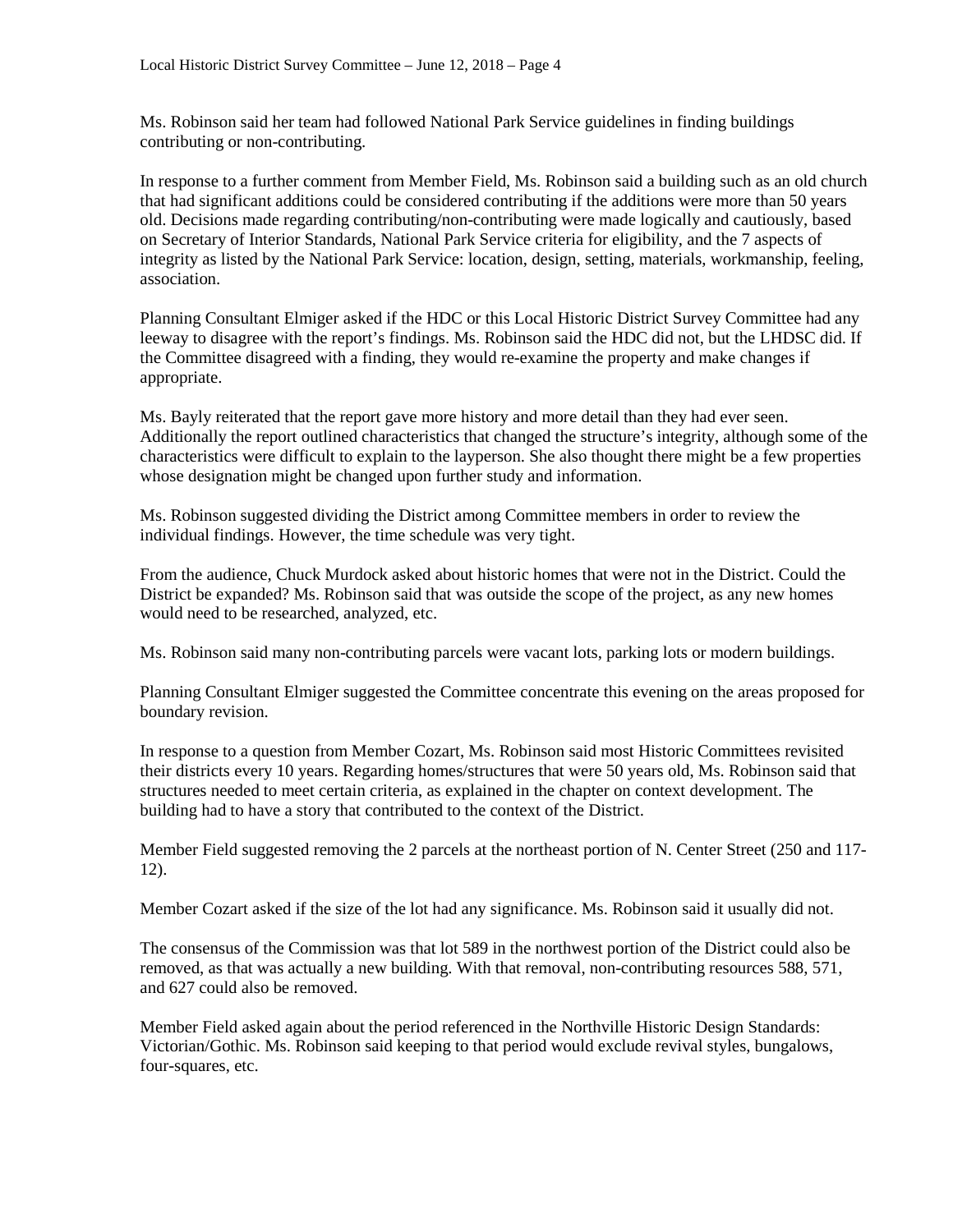Ms. Robinson said her team had followed National Park Service guidelines in finding buildings contributing or non-contributing.

In response to a further comment from Member Field, Ms. Robinson said a building such as an old church that had significant additions could be considered contributing if the additions were more than 50 years old. Decisions made regarding contributing/non-contributing were made logically and cautiously, based on Secretary of Interior Standards, National Park Service criteria for eligibility, and the 7 aspects of integrity as listed by the National Park Service: location, design, setting, materials, workmanship, feeling, association.

Planning Consultant Elmiger asked if the HDC or this Local Historic District Survey Committee had any leeway to disagree with the report's findings. Ms. Robinson said the HDC did not, but the LHDSC did. If the Committee disagreed with a finding, they would re-examine the property and make changes if appropriate.

Ms. Bayly reiterated that the report gave more history and more detail than they had ever seen. Additionally the report outlined characteristics that changed the structure's integrity, although some of the characteristics were difficult to explain to the layperson. She also thought there might be a few properties whose designation might be changed upon further study and information.

Ms. Robinson suggested dividing the District among Committee members in order to review the individual findings. However, the time schedule was very tight.

From the audience, Chuck Murdock asked about historic homes that were not in the District. Could the District be expanded? Ms. Robinson said that was outside the scope of the project, as any new homes would need to be researched, analyzed, etc.

Ms. Robinson said many non-contributing parcels were vacant lots, parking lots or modern buildings.

Planning Consultant Elmiger suggested the Committee concentrate this evening on the areas proposed for boundary revision.

In response to a question from Member Cozart, Ms. Robinson said most Historic Committees revisited their districts every 10 years. Regarding homes/structures that were 50 years old, Ms. Robinson said that structures needed to meet certain criteria, as explained in the chapter on context development. The building had to have a story that contributed to the context of the District.

Member Field suggested removing the 2 parcels at the northeast portion of N. Center Street (250 and 117-12).

Member Cozart asked if the size of the lot had any significance. Ms. Robinson said it usually did not.

The consensus of the Commission was that lot 589 in the northwest portion of the District could also be removed, as that was actually a new building. With that removal, non-contributing resources 588, 571, and 627 could also be removed.

Member Field asked again about the period referenced in the Northville Historic Design Standards: Victorian/Gothic. Ms. Robinson said keeping to that period would exclude revival styles, bungalows, four-squares, etc.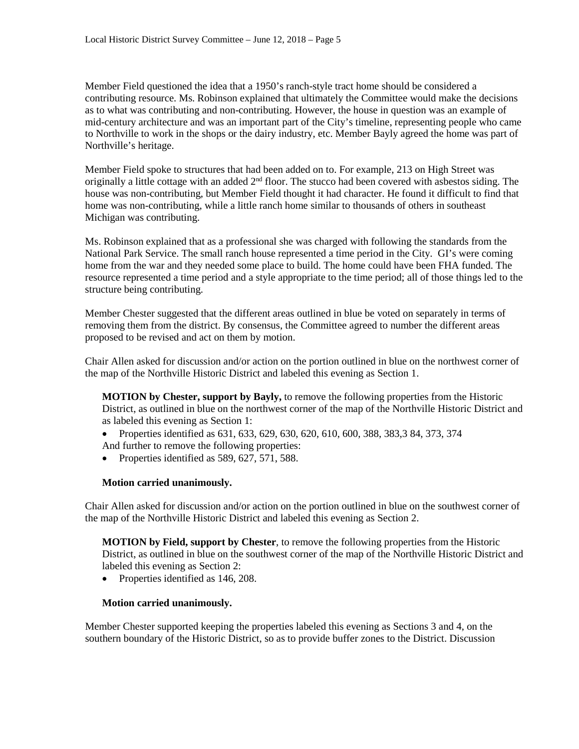Member Field questioned the idea that a 1950's ranch-style tract home should be considered a contributing resource. Ms. Robinson explained that ultimately the Committee would make the decisions as to what was contributing and non-contributing. However, the house in question was an example of mid-century architecture and was an important part of the City's timeline, representing people who came to Northville to work in the shops or the dairy industry, etc. Member Bayly agreed the home was part of Northville's heritage.

Member Field spoke to structures that had been added on to. For example, 213 on High Street was originally a little cottage with an added 2nd floor. The stucco had been covered with asbestos siding. The house was non-contributing, but Member Field thought it had character. He found it difficult to find that home was non-contributing, while a little ranch home similar to thousands of others in southeast Michigan was contributing.

Ms. Robinson explained that as a professional she was charged with following the standards from the National Park Service. The small ranch house represented a time period in the City. GI's were coming home from the war and they needed some place to build. The home could have been FHA funded. The resource represented a time period and a style appropriate to the time period; all of those things led to the structure being contributing.

Member Chester suggested that the different areas outlined in blue be voted on separately in terms of removing them from the district. By consensus, the Committee agreed to number the different areas proposed to be revised and act on them by motion.

Chair Allen asked for discussion and/or action on the portion outlined in blue on the northwest corner of the map of the Northville Historic District and labeled this evening as Section 1.

> **MOTION by Chester, support by Bayly,** to remove the following properties from the Historic District, as outlined in blue on the northwest corner of the map of the Northville Historic District and as labeled this evening as Section 1:
>
> - Properties identified as 631, 633, 629, 630, 620, 610, 600, 388, 383,3 84, 373, 374
>
> And further to remove the following properties:
>
> - Properties identified as 589, 627, 571, 588.
>
> **Motion carried unanimously.**

Chair Allen asked for discussion and/or action on the portion outlined in blue on the southwest corner of the map of the Northville Historic District and labeled this evening as Section 2.

> **MOTION by Field, support by Chester**, to remove the following properties from the Historic District, as outlined in blue on the southwest corner of the map of the Northville Historic District and labeled this evening as Section 2:
>
> - Properties identified as 146, 208.
>
> **Motion carried unanimously.**

Member Chester supported keeping the properties labeled this evening as Sections 3 and 4, on the southern boundary of the Historic District, so as to provide buffer zones to the District. Discussion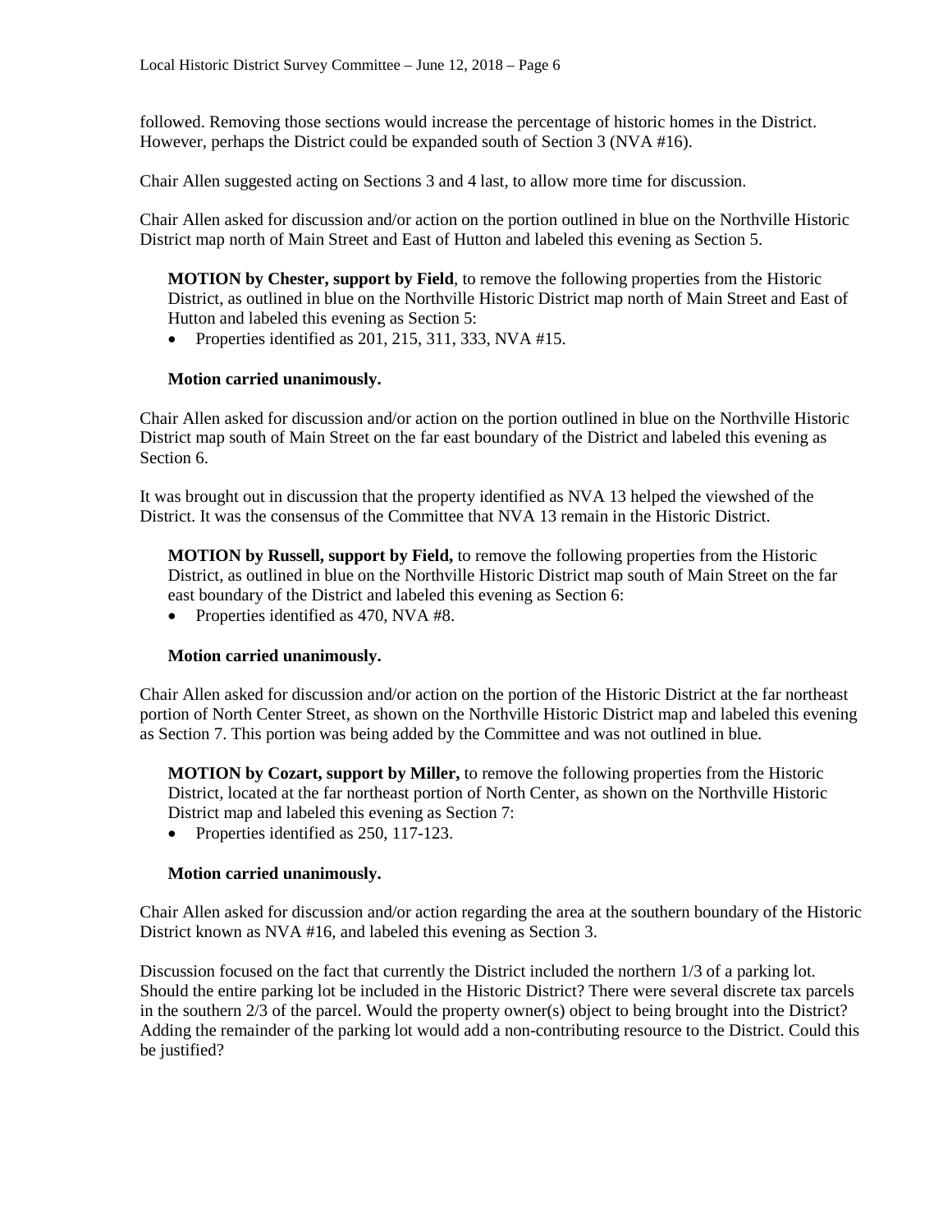followed. Removing those sections would increase the percentage of historic homes in the District. However, perhaps the District could be expanded south of Section 3 (NVA #16).

Chair Allen suggested acting on Sections 3 and 4 last, to allow more time for discussion.

Chair Allen asked for discussion and/or action on the portion outlined in blue on the Northville Historic District map north of Main Street and East of Hutton and labeled this evening as Section 5.

> **MOTION by Chester, support by Field**, to remove the following properties from the Historic District, as outlined in blue on the Northville Historic District map north of Main Street and East of Hutton and labeled this evening as Section 5:
>
> - Properties identified as 201, 215, 311, 333, NVA #15.
>
> **Motion carried unanimously.**

Chair Allen asked for discussion and/or action on the portion outlined in blue on the Northville Historic District map south of Main Street on the far east boundary of the District and labeled this evening as Section 6.

It was brought out in discussion that the property identified as NVA 13 helped the viewshed of the District. It was the consensus of the Committee that NVA 13 remain in the Historic District.

> **MOTION by Russell, support by Field,** to remove the following properties from the Historic District, as outlined in blue on the Northville Historic District map south of Main Street on the far east boundary of the District and labeled this evening as Section 6:
>
> - Properties identified as 470, NVA #8.
>
> **Motion carried unanimously.**

Chair Allen asked for discussion and/or action on the portion of the Historic District at the far northeast portion of North Center Street, as shown on the Northville Historic District map and labeled this evening as Section 7. This portion was being added by the Committee and was not outlined in blue.

> **MOTION by Cozart, support by Miller,** to remove the following properties from the Historic District, located at the far northeast portion of North Center, as shown on the Northville Historic District map and labeled this evening as Section 7:
>
> - Properties identified as 250, 117-123.
>
> **Motion carried unanimously.**

Chair Allen asked for discussion and/or action regarding the area at the southern boundary of the Historic District known as NVA #16, and labeled this evening as Section 3.

Discussion focused on the fact that currently the District included the northern 1/3 of a parking lot. Should the entire parking lot be included in the Historic District? There were several discrete tax parcels in the southern 2/3 of the parcel. Would the property owner(s) object to being brought into the District? Adding the remainder of the parking lot would add a non-contributing resource to the District. Could this be justified?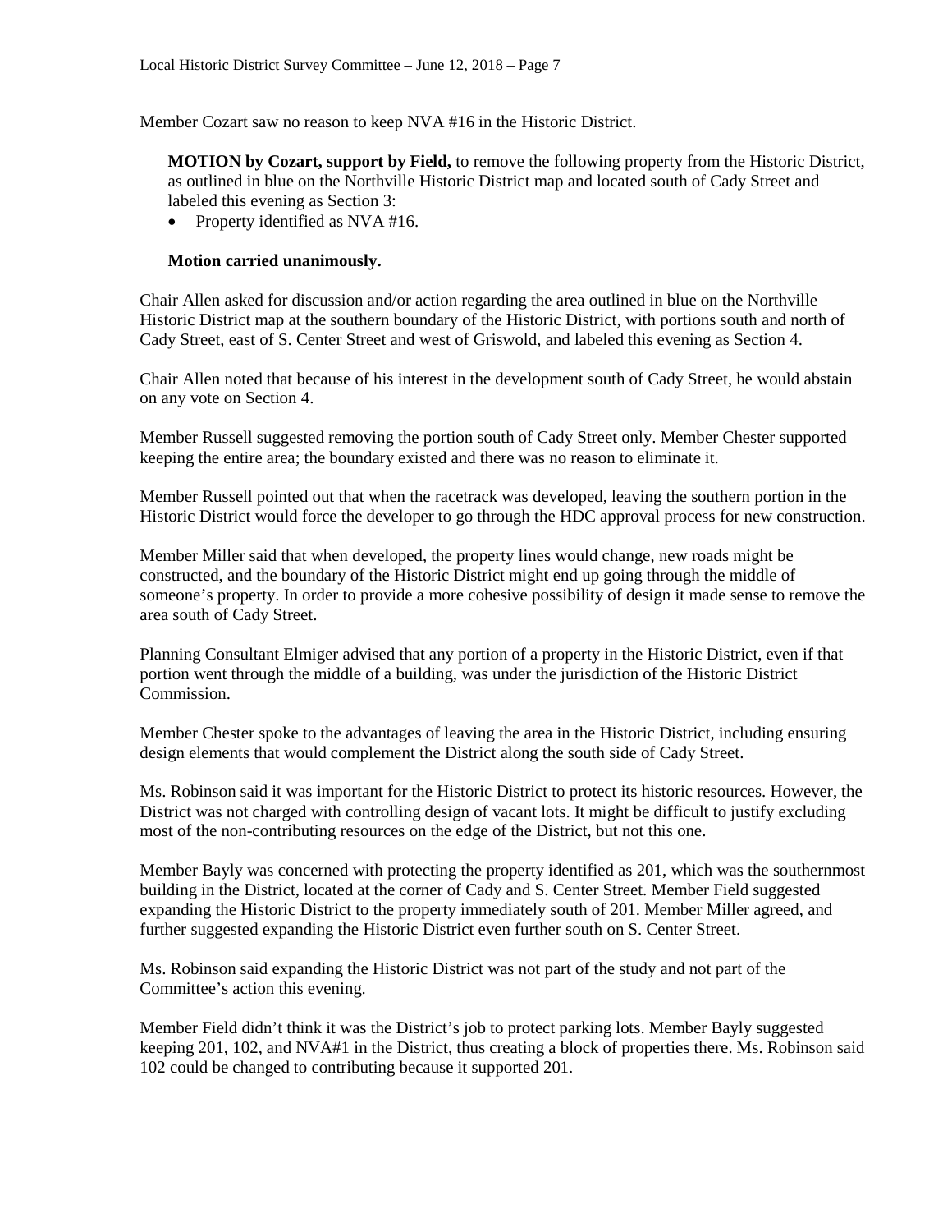Member Cozart saw no reason to keep NVA #16 in the Historic District.

> **MOTION by Cozart, support by Field,** to remove the following property from the Historic District, as outlined in blue on the Northville Historic District map and located south of Cady Street and labeled this evening as Section 3:
>
> - Property identified as NVA #16.
>
> **Motion carried unanimously.**

Chair Allen asked for discussion and/or action regarding the area outlined in blue on the Northville Historic District map at the southern boundary of the Historic District, with portions south and north of Cady Street, east of S. Center Street and west of Griswold, and labeled this evening as Section 4.

Chair Allen noted that because of his interest in the development south of Cady Street, he would abstain on any vote on Section 4.

Member Russell suggested removing the portion south of Cady Street only. Member Chester supported keeping the entire area; the boundary existed and there was no reason to eliminate it.

Member Russell pointed out that when the racetrack was developed, leaving the southern portion in the Historic District would force the developer to go through the HDC approval process for new construction.

Member Miller said that when developed, the property lines would change, new roads might be constructed, and the boundary of the Historic District might end up going through the middle of someone's property. In order to provide a more cohesive possibility of design it made sense to remove the area south of Cady Street.

Planning Consultant Elmiger advised that any portion of a property in the Historic District, even if that portion went through the middle of a building, was under the jurisdiction of the Historic District Commission.

Member Chester spoke to the advantages of leaving the area in the Historic District, including ensuring design elements that would complement the District along the south side of Cady Street.

Ms. Robinson said it was important for the Historic District to protect its historic resources. However, the District was not charged with controlling design of vacant lots. It might be difficult to justify excluding most of the non-contributing resources on the edge of the District, but not this one.

Member Bayly was concerned with protecting the property identified as 201, which was the southernmost building in the District, located at the corner of Cady and S. Center Street. Member Field suggested expanding the Historic District to the property immediately south of 201. Member Miller agreed, and further suggested expanding the Historic District even further south on S. Center Street.

Ms. Robinson said expanding the Historic District was not part of the study and not part of the Committee's action this evening.

Member Field didn't think it was the District's job to protect parking lots. Member Bayly suggested keeping 201, 102, and NVA#1 in the District, thus creating a block of properties there. Ms. Robinson said 102 could be changed to contributing because it supported 201.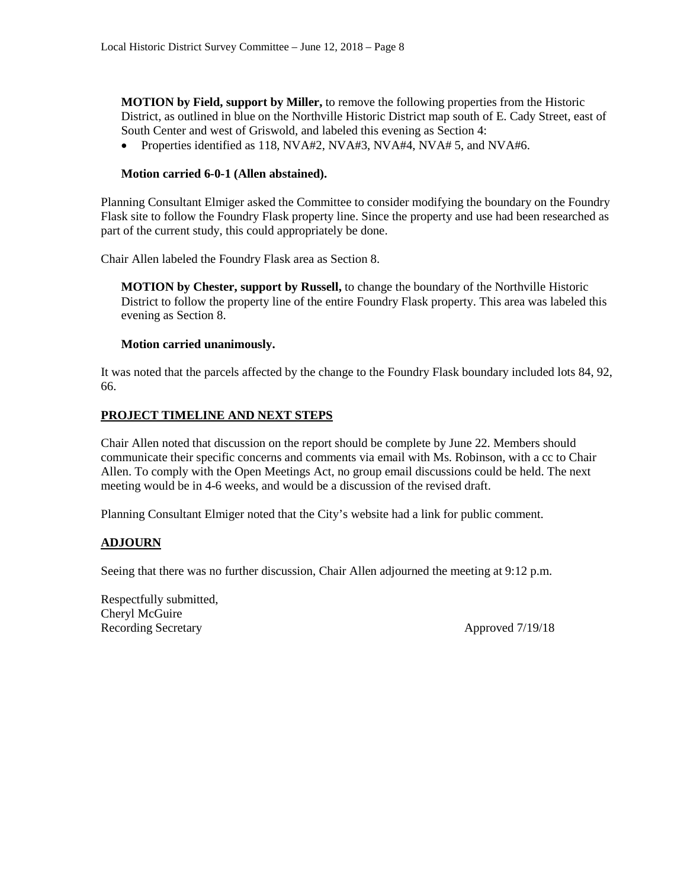**MOTION by Field, support by Miller,** to remove the following properties from the Historic District, as outlined in blue on the Northville Historic District map south of E. Cady Street, east of South Center and west of Griswold, and labeled this evening as Section 4:

- Properties identified as 118, NVA#2, NVA#3, NVA#4, NVA# 5, and NVA#6.

**Motion carried 6-0-1 (Allen abstained).**

Planning Consultant Elmiger asked the Committee to consider modifying the boundary on the Foundry Flask site to follow the Foundry Flask property line. Since the property and use had been researched as part of the current study, this could appropriately be done.

Chair Allen labeled the Foundry Flask area as Section 8.

**MOTION by Chester, support by Russell,** to change the boundary of the Northville Historic District to follow the property line of the entire Foundry Flask property. This area was labeled this evening as Section 8.

**Motion carried unanimously.**

It was noted that the parcels affected by the change to the Foundry Flask boundary included lots 84, 92, 66.

## PROJECT TIMELINE AND NEXT STEPS

Chair Allen noted that discussion on the report should be complete by June 22. Members should communicate their specific concerns and comments via email with Ms. Robinson, with a cc to Chair Allen. To comply with the Open Meetings Act, no group email discussions could be held. The next meeting would be in 4-6 weeks, and would be a discussion of the revised draft.

Planning Consultant Elmiger noted that the City's website had a link for public comment.

## ADJOURN

Seeing that there was no further discussion, Chair Allen adjourned the meeting at 9:12 p.m.

Respectfully submitted,
Cheryl McGuire
Recording Secretary

Approved 7/19/18